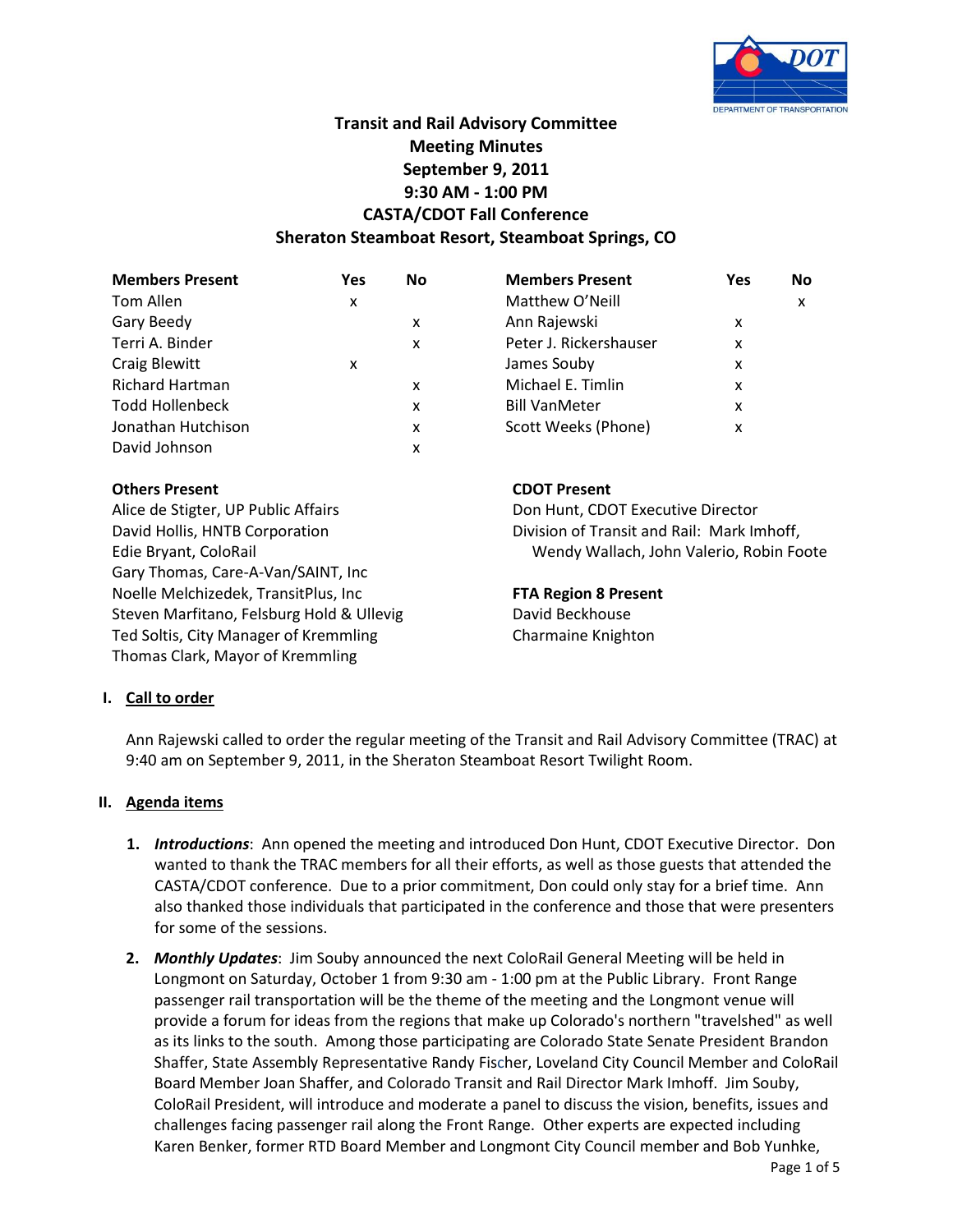# Transit and Rail Advisory Committee
## Meeting Minutes
### September 9, 2011
### 9:30 AM - 1:00 PM
### CASTA/CDOT Fall Conference
### Sheraton Steamboat Resort, Steamboat Springs, CO

| Members Present | Yes | No | Members Present | Yes | No |
|---|---|---|---|---|---|
| Tom Allen | x | | Matthew O'Neill | | x |
| Gary Beedy | | x | Ann Rajewski | x | |
| Terri A. Binder | | x | Peter J. Rickershauser | x | |
| Craig Blewitt | x | | James Souby | x | |
| Richard Hartman | | x | Michael E. Timlin | x | |
| Todd Hollenbeck | | x | Bill VanMeter | x | |
| Jonathan Hutchison | | x | Scott Weeks (Phone) | x | |
| David Johnson | | x | | | |

**Others Present**
Alice de Stigter, UP Public Affairs
David Hollis, HNTB Corporation
Edie Bryant, ColoRail
Gary Thomas, Care-A-Van/SAINT, Inc
Noelle Melchizedek, TransitPlus, Inc
Steven Marfitano, Felsburg Hold & Ullevig
Ted Soltis, City Manager of Kremmling
Thomas Clark, Mayor of Kremmling

**CDOT Present**
Don Hunt, CDOT Executive Director
Division of Transit and Rail: Mark Imhoff, Wendy Wallach, John Valerio, Robin Foote

**FTA Region 8 Present**
David Beckhouse
Charmaine Knighton

## I. Call to order

Ann Rajewski called to order the regular meeting of the Transit and Rail Advisory Committee (TRAC) at 9:40 am on September 9, 2011, in the Sheraton Steamboat Resort Twilight Room.

## II. Agenda items

1. ***Introductions***: Ann opened the meeting and introduced Don Hunt, CDOT Executive Director. Don wanted to thank the TRAC members for all their efforts, as well as those guests that attended the CASTA/CDOT conference. Due to a prior commitment, Don could only stay for a brief time. Ann also thanked those individuals that participated in the conference and those that were presenters for some of the sessions.

2. ***Monthly Updates***: Jim Souby announced the next ColoRail General Meeting will be held in Longmont on Saturday, October 1 from 9:30 am - 1:00 pm at the Public Library. Front Range passenger rail transportation will be the theme of the meeting and the Longmont venue will provide a forum for ideas from the regions that make up Colorado's northern "travelshed" as well as its links to the south. Among those participating are Colorado State Senate President Brandon Shaffer, State Assembly Representative Randy Fischer, Loveland City Council Member and ColoRail Board Member Joan Shaffer, and Colorado Transit and Rail Director Mark Imhoff. Jim Souby, ColoRail President, will introduce and moderate a panel to discuss the vision, benefits, issues and challenges facing passenger rail along the Front Range. Other experts are expected including Karen Benker, former RTD Board Member and Longmont City Council member and Bob Yunhke,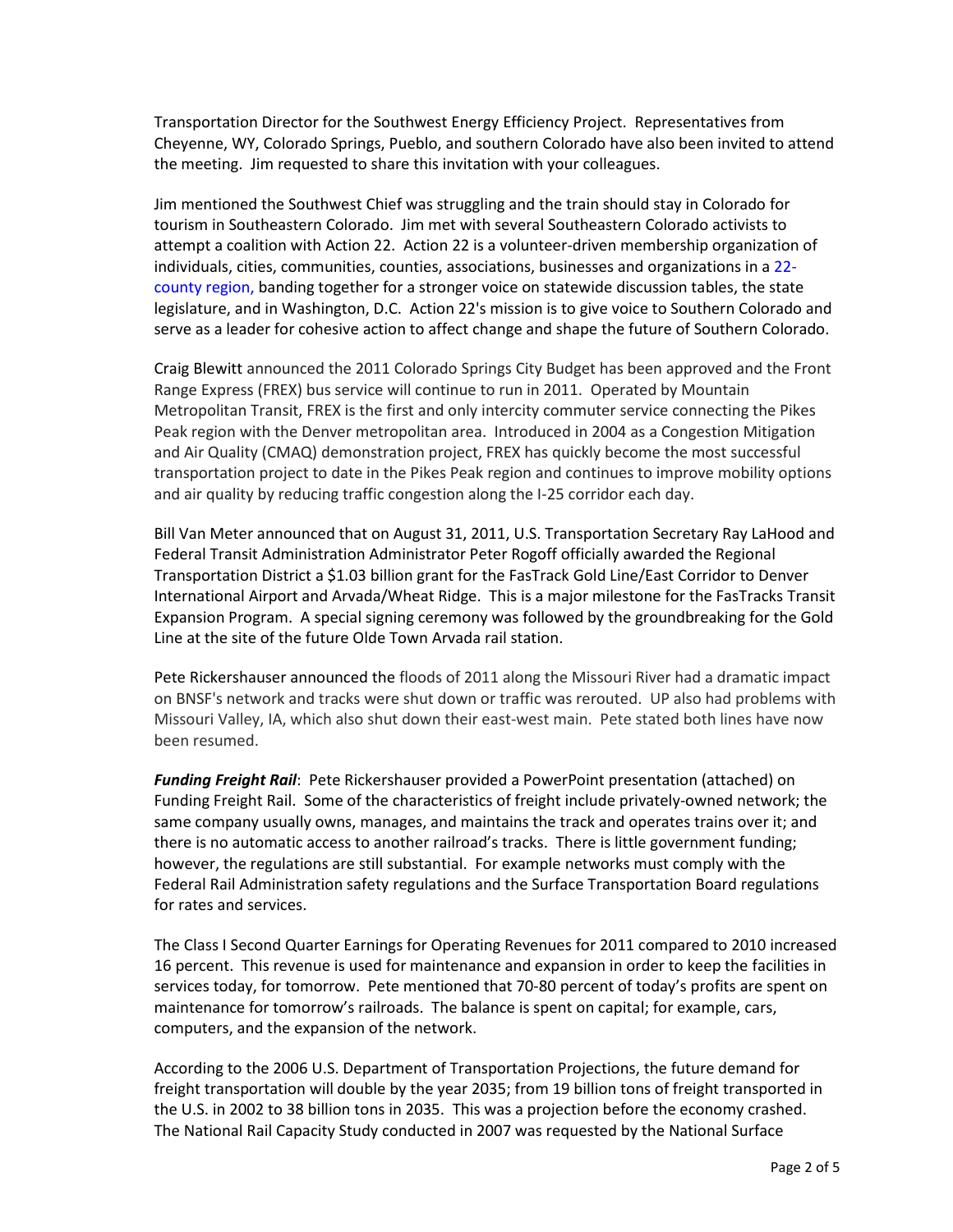Transportation Director for the Southwest Energy Efficiency Project. Representatives from Cheyenne, WY, Colorado Springs, Pueblo, and southern Colorado have also been invited to attend the meeting. Jim requested to share this invitation with your colleagues.

Jim mentioned the Southwest Chief was struggling and the train should stay in Colorado for tourism in Southeastern Colorado. Jim met with several Southeastern Colorado activists to attempt a coalition with Action 22. Action 22 is a volunteer-driven membership organization of individuals, cities, communities, counties, associations, businesses and organizations in a 22-county region, banding together for a stronger voice on statewide discussion tables, the state legislature, and in Washington, D.C. Action 22's mission is to give voice to Southern Colorado and serve as a leader for cohesive action to affect change and shape the future of Southern Colorado.

Craig Blewitt announced the 2011 Colorado Springs City Budget has been approved and the Front Range Express (FREX) bus service will continue to run in 2011. Operated by Mountain Metropolitan Transit, FREX is the first and only intercity commuter service connecting the Pikes Peak region with the Denver metropolitan area. Introduced in 2004 as a Congestion Mitigation and Air Quality (CMAQ) demonstration project, FREX has quickly become the most successful transportation project to date in the Pikes Peak region and continues to improve mobility options and air quality by reducing traffic congestion along the I-25 corridor each day.

Bill Van Meter announced that on August 31, 2011, U.S. Transportation Secretary Ray LaHood and Federal Transit Administration Administrator Peter Rogoff officially awarded the Regional Transportation District a $1.03 billion grant for the FasTrack Gold Line/East Corridor to Denver International Airport and Arvada/Wheat Ridge. This is a major milestone for the FasTracks Transit Expansion Program. A special signing ceremony was followed by the groundbreaking for the Gold Line at the site of the future Olde Town Arvada rail station.

Pete Rickershauser announced the floods of 2011 along the Missouri River had a dramatic impact on BNSF's network and tracks were shut down or traffic was rerouted. UP also had problems with Missouri Valley, IA, which also shut down their east-west main. Pete stated both lines have now been resumed.

***Funding Freight Rail***: Pete Rickershauser provided a PowerPoint presentation (attached) on Funding Freight Rail. Some of the characteristics of freight include privately-owned network; the same company usually owns, manages, and maintains the track and operates trains over it; and there is no automatic access to another railroad's tracks. There is little government funding; however, the regulations are still substantial. For example networks must comply with the Federal Rail Administration safety regulations and the Surface Transportation Board regulations for rates and services.

The Class I Second Quarter Earnings for Operating Revenues for 2011 compared to 2010 increased 16 percent. This revenue is used for maintenance and expansion in order to keep the facilities in services today, for tomorrow. Pete mentioned that 70-80 percent of today's profits are spent on maintenance for tomorrow's railroads. The balance is spent on capital; for example, cars, computers, and the expansion of the network.

According to the 2006 U.S. Department of Transportation Projections, the future demand for freight transportation will double by the year 2035; from 19 billion tons of freight transported in the U.S. in 2002 to 38 billion tons in 2035. This was a projection before the economy crashed. The National Rail Capacity Study conducted in 2007 was requested by the National Surface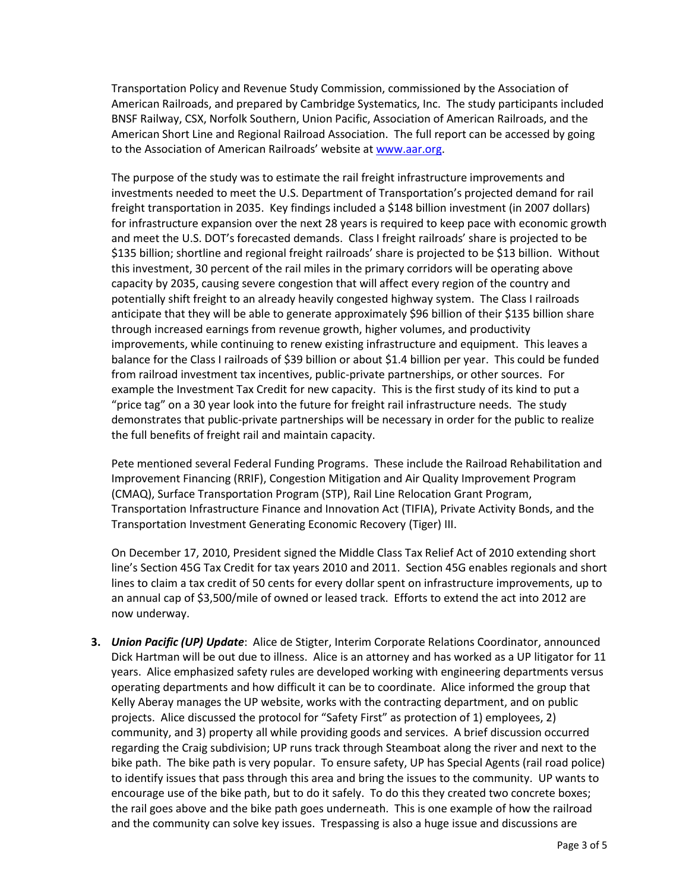Transportation Policy and Revenue Study Commission, commissioned by the Association of American Railroads, and prepared by Cambridge Systematics, Inc. The study participants included BNSF Railway, CSX, Norfolk Southern, Union Pacific, Association of American Railroads, and the American Short Line and Regional Railroad Association. The full report can be accessed by going to the Association of American Railroads' website at [www.aar.org](www.aar.org).

The purpose of the study was to estimate the rail freight infrastructure improvements and investments needed to meet the U.S. Department of Transportation's projected demand for rail freight transportation in 2035. Key findings included a $148 billion investment (in 2007 dollars) for infrastructure expansion over the next 28 years is required to keep pace with economic growth and meet the U.S. DOT's forecasted demands. Class I freight railroads' share is projected to be $135 billion; shortline and regional freight railroads' share is projected to be $13 billion. Without this investment, 30 percent of the rail miles in the primary corridors will be operating above capacity by 2035, causing severe congestion that will affect every region of the country and potentially shift freight to an already heavily congested highway system. The Class I railroads anticipate that they will be able to generate approximately $96 billion of their $135 billion share through increased earnings from revenue growth, higher volumes, and productivity improvements, while continuing to renew existing infrastructure and equipment. This leaves a balance for the Class I railroads of $39 billion or about $1.4 billion per year. This could be funded from railroad investment tax incentives, public-private partnerships, or other sources. For example the Investment Tax Credit for new capacity. This is the first study of its kind to put a "price tag" on a 30 year look into the future for freight rail infrastructure needs. The study demonstrates that public-private partnerships will be necessary in order for the public to realize the full benefits of freight rail and maintain capacity.

Pete mentioned several Federal Funding Programs. These include the Railroad Rehabilitation and Improvement Financing (RRIF), Congestion Mitigation and Air Quality Improvement Program (CMAQ), Surface Transportation Program (STP), Rail Line Relocation Grant Program, Transportation Infrastructure Finance and Innovation Act (TIFIA), Private Activity Bonds, and the Transportation Investment Generating Economic Recovery (Tiger) III.

On December 17, 2010, President signed the Middle Class Tax Relief Act of 2010 extending short line's Section 45G Tax Credit for tax years 2010 and 2011. Section 45G enables regionals and short lines to claim a tax credit of 50 cents for every dollar spent on infrastructure improvements, up to an annual cap of $3,500/mile of owned or leased track. Efforts to extend the act into 2012 are now underway.

3. ***Union Pacific (UP) Update***: Alice de Stigter, Interim Corporate Relations Coordinator, announced Dick Hartman will be out due to illness. Alice is an attorney and has worked as a UP litigator for 11 years. Alice emphasized safety rules are developed working with engineering departments versus operating departments and how difficult it can be to coordinate. Alice informed the group that Kelly Aberay manages the UP website, works with the contracting department, and on public projects. Alice discussed the protocol for "Safety First" as protection of 1) employees, 2) community, and 3) property all while providing goods and services. A brief discussion occurred regarding the Craig subdivision; UP runs track through Steamboat along the river and next to the bike path. The bike path is very popular. To ensure safety, UP has Special Agents (rail road police) to identify issues that pass through this area and bring the issues to the community. UP wants to encourage use of the bike path, but to do it safely. To do this they created two concrete boxes; the rail goes above and the bike path goes underneath. This is one example of how the railroad and the community can solve key issues. Trespassing is also a huge issue and discussions are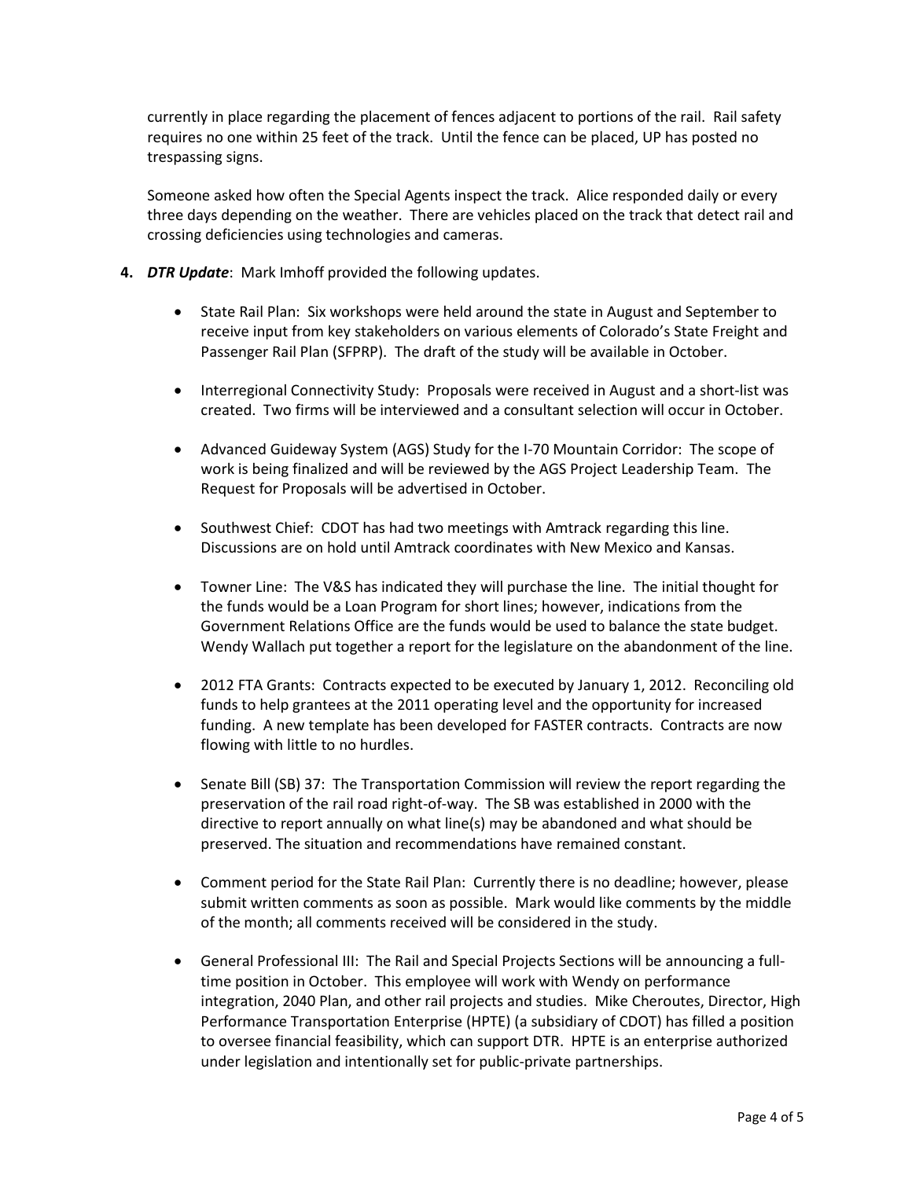currently in place regarding the placement of fences adjacent to portions of the rail. Rail safety requires no one within 25 feet of the track. Until the fence can be placed, UP has posted no trespassing signs.

Someone asked how often the Special Agents inspect the track. Alice responded daily or every three days depending on the weather. There are vehicles placed on the track that detect rail and crossing deficiencies using technologies and cameras.

4. ***DTR Update***: Mark Imhoff provided the following updates.

   - State Rail Plan: Six workshops were held around the state in August and September to receive input from key stakeholders on various elements of Colorado's State Freight and Passenger Rail Plan (SFPRP). The draft of the study will be available in October.

   - Interregional Connectivity Study: Proposals were received in August and a short-list was created. Two firms will be interviewed and a consultant selection will occur in October.

   - Advanced Guideway System (AGS) Study for the I-70 Mountain Corridor: The scope of work is being finalized and will be reviewed by the AGS Project Leadership Team. The Request for Proposals will be advertised in October.

   - Southwest Chief: CDOT has had two meetings with Amtrack regarding this line. Discussions are on hold until Amtrack coordinates with New Mexico and Kansas.

   - Towner Line: The V&S has indicated they will purchase the line. The initial thought for the funds would be a Loan Program for short lines; however, indications from the Government Relations Office are the funds would be used to balance the state budget. Wendy Wallach put together a report for the legislature on the abandonment of the line.

   - 2012 FTA Grants: Contracts expected to be executed by January 1, 2012. Reconciling old funds to help grantees at the 2011 operating level and the opportunity for increased funding. A new template has been developed for FASTER contracts. Contracts are now flowing with little to no hurdles.

   - Senate Bill (SB) 37: The Transportation Commission will review the report regarding the preservation of the rail road right-of-way. The SB was established in 2000 with the directive to report annually on what line(s) may be abandoned and what should be preserved. The situation and recommendations have remained constant.

   - Comment period for the State Rail Plan: Currently there is no deadline; however, please submit written comments as soon as possible. Mark would like comments by the middle of the month; all comments received will be considered in the study.

   - General Professional III: The Rail and Special Projects Sections will be announcing a full-time position in October. This employee will work with Wendy on performance integration, 2040 Plan, and other rail projects and studies. Mike Cheroutes, Director, High Performance Transportation Enterprise (HPTE) (a subsidiary of CDOT) has filled a position to oversee financial feasibility, which can support DTR. HPTE is an enterprise authorized under legislation and intentionally set for public-private partnerships.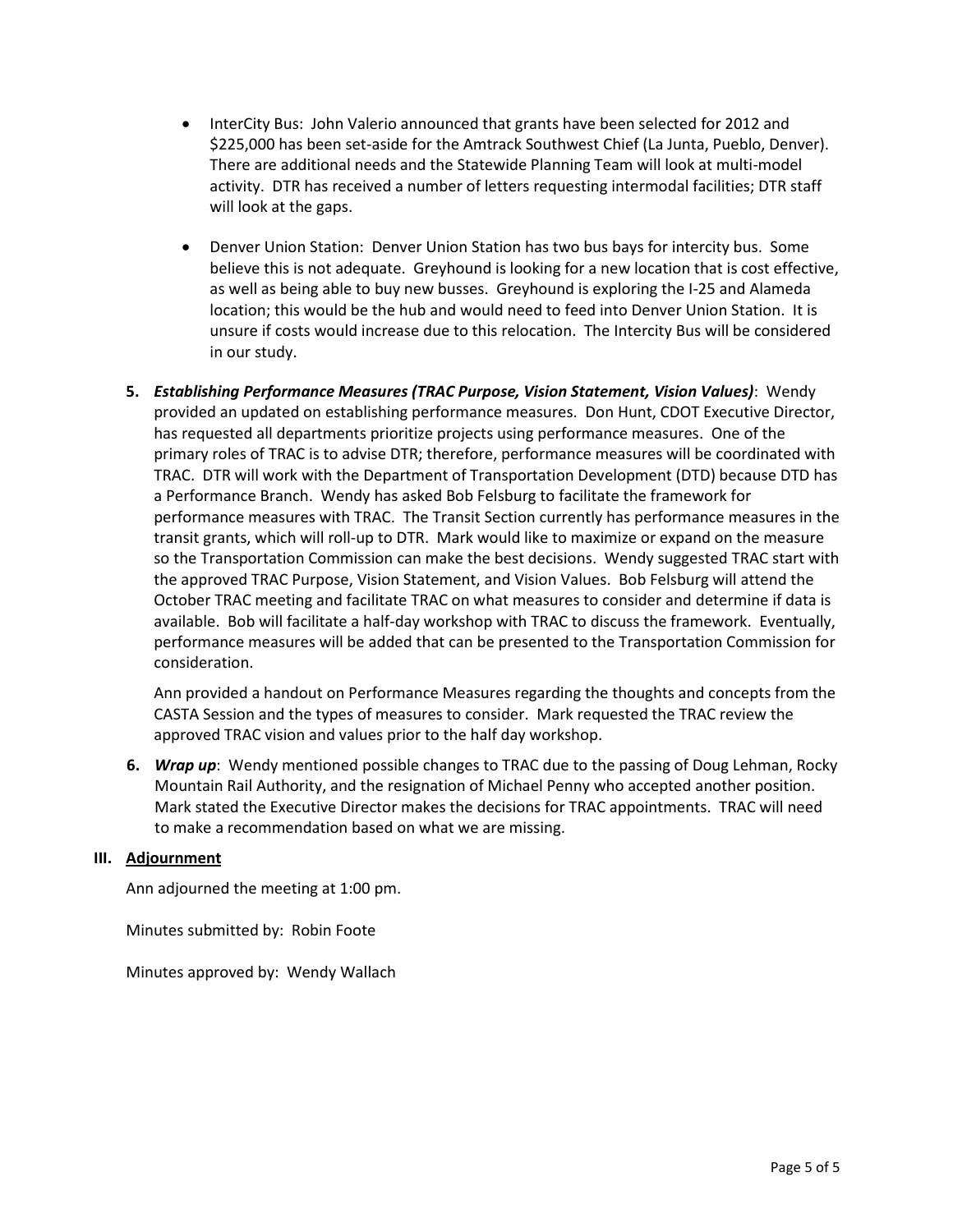- InterCity Bus: John Valerio announced that grants have been selected for 2012 and $225,000 has been set-aside for the Amtrack Southwest Chief (La Junta, Pueblo, Denver). There are additional needs and the Statewide Planning Team will look at multi-model activity. DTR has received a number of letters requesting intermodal facilities; DTR staff will look at the gaps.

- Denver Union Station: Denver Union Station has two bus bays for intercity bus. Some believe this is not adequate. Greyhound is looking for a new location that is cost effective, as well as being able to buy new busses. Greyhound is exploring the I-25 and Alameda location; this would be the hub and would need to feed into Denver Union Station. It is unsure if costs would increase due to this relocation. The Intercity Bus will be considered in our study.

5. ***Establishing Performance Measures (TRAC Purpose, Vision Statement, Vision Values)***: Wendy provided an updated on establishing performance measures. Don Hunt, CDOT Executive Director, has requested all departments prioritize projects using performance measures. One of the primary roles of TRAC is to advise DTR; therefore, performance measures will be coordinated with TRAC. DTR will work with the Department of Transportation Development (DTD) because DTD has a Performance Branch. Wendy has asked Bob Felsburg to facilitate the framework for performance measures with TRAC. The Transit Section currently has performance measures in the transit grants, which will roll-up to DTR. Mark would like to maximize or expand on the measure so the Transportation Commission can make the best decisions. Wendy suggested TRAC start with the approved TRAC Purpose, Vision Statement, and Vision Values. Bob Felsburg will attend the October TRAC meeting and facilitate TRAC on what measures to consider and determine if data is available. Bob will facilitate a half-day workshop with TRAC to discuss the framework. Eventually, performance measures will be added that can be presented to the Transportation Commission for consideration.

   Ann provided a handout on Performance Measures regarding the thoughts and concepts from the CASTA Session and the types of measures to consider. Mark requested the TRAC review the approved TRAC vision and values prior to the half day workshop.

6. ***Wrap up***: Wendy mentioned possible changes to TRAC due to the passing of Doug Lehman, Rocky Mountain Rail Authority, and the resignation of Michael Penny who accepted another position. Mark stated the Executive Director makes the decisions for TRAC appointments. TRAC will need to make a recommendation based on what we are missing.

## III. Adjournment

Ann adjourned the meeting at 1:00 pm.

Minutes submitted by: Robin Foote

Minutes approved by: Wendy Wallach